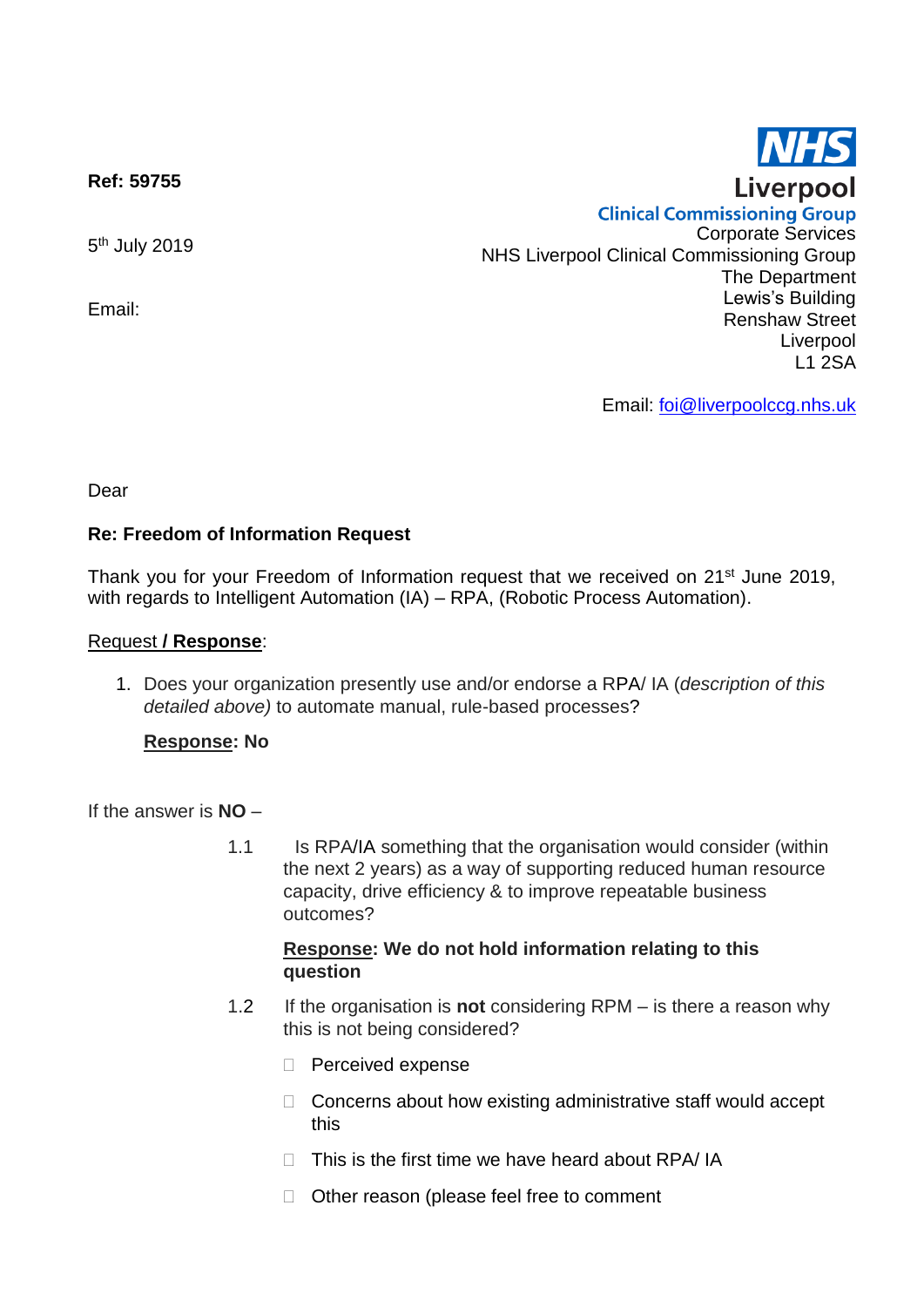**Ref: 59755**

5th July 2019

Email:

NHS
Liverpool
Clinical Commissioning Group
Corporate Services
NHS Liverpool Clinical Commissioning Group
The Department
Lewis's Building
Renshaw Street
Liverpool
L1 2SA

Email: foi@liverpoolccg.nhs.uk

Dear

**Re: Freedom of Information Request**

Thank you for your Freedom of Information request that we received on 21st June 2019, with regards to Intelligent Automation (IA) – RPA, (Robotic Process Automation).

Request **/ Response**:

1. Does your organization presently use and/or endorse a RPA/ IA (*description of this detailed above)* to automate manual, rule-based processes?

   **Response: No**

If the answer is **NO** –

1.1 Is RPA/IA something that the organisation would consider (within the next 2 years) as a way of supporting reduced human resource capacity, drive efficiency & to improve repeatable business outcomes?

**Response: We do not hold information relating to this question**

1.2 If the organisation is **not** considering RPM – is there a reason why this is not being considered?

- ☐ Perceived expense
- ☐ Concerns about how existing administrative staff would accept this
- ☐ This is the first time we have heard about RPA/ IA
- ☐ Other reason (please feel free to comment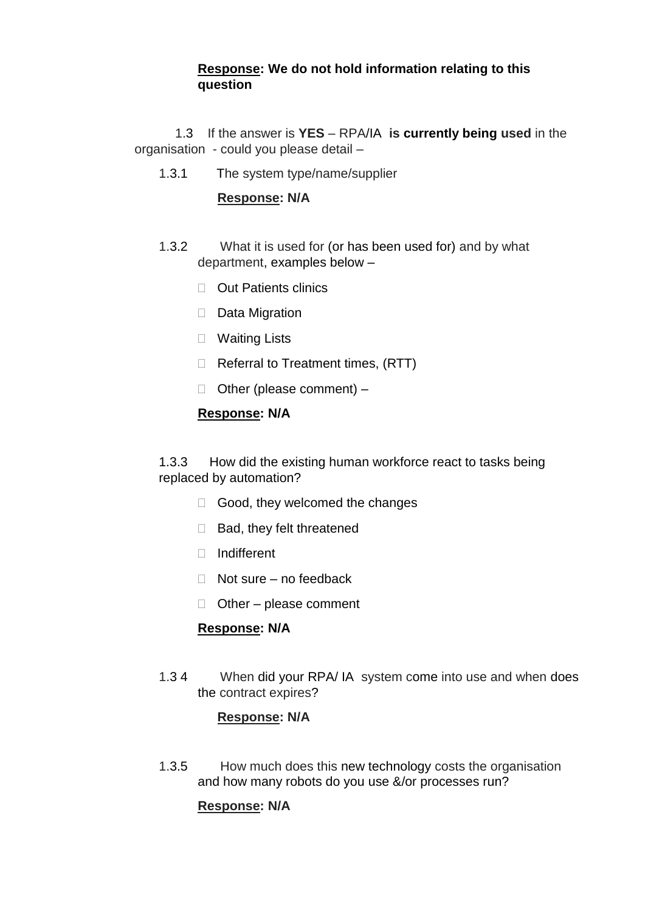**Response: We do not hold information relating to this question**

1.3 If the answer is **YES** – RPA/IA **is currently being used** in the organisation - could you please detail –

1.3.1 The system type/name/supplier

**Response: N/A**

1.3.2 What it is used for (or has been used for) and by what department, examples below –

- Out Patients clinics
- Data Migration
- Waiting Lists
- Referral to Treatment times, (RTT)
- Other (please comment) –

**Response: N/A**

1.3.3 How did the existing human workforce react to tasks being replaced by automation?

- Good, they welcomed the changes
- Bad, they felt threatened
- Indifferent
- Not sure – no feedback
- Other – please comment

**Response: N/A**

1.3 4 When did your RPA/ IA system come into use and when does the contract expires?

**Response: N/A**

1.3.5 How much does this new technology costs the organisation and how many robots do you use &/or processes run?

**Response: N/A**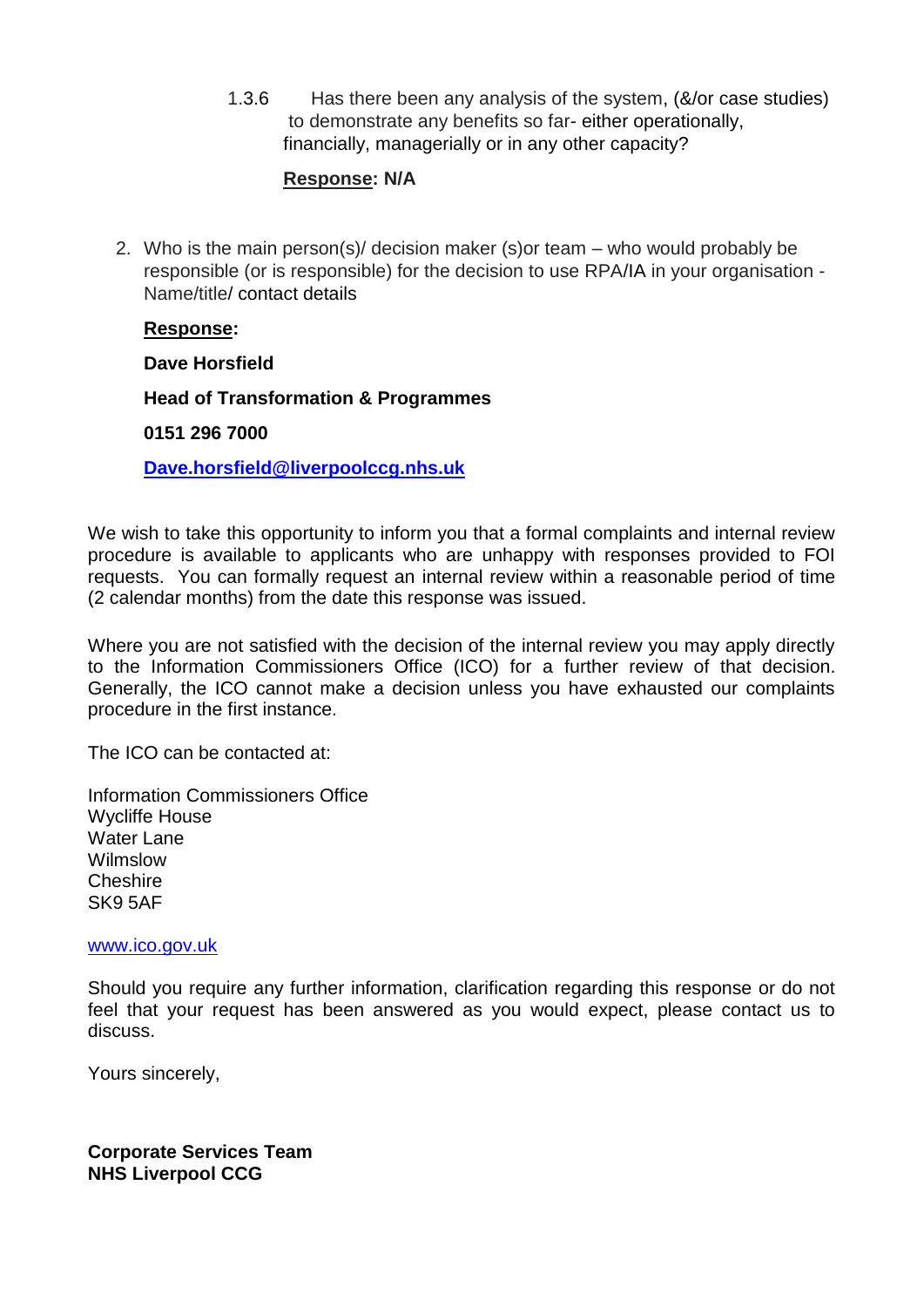1.3.6 Has there been any analysis of the system, (&/or case studies) to demonstrate any benefits so far- either operationally, financially, managerially or in any other capacity?

**Response: N/A**

2. Who is the main person(s)/ decision maker (s)or team – who would probably be responsible (or is responsible) for the decision to use RPA/IA in your organisation - Name/title/ contact details

   **Response:**

   **Dave Horsfield**

   **Head of Transformation & Programmes**

   **0151 296 7000**

   **Dave.horsfield@liverpoolccg.nhs.uk**

We wish to take this opportunity to inform you that a formal complaints and internal review procedure is available to applicants who are unhappy with responses provided to FOI requests. You can formally request an internal review within a reasonable period of time (2 calendar months) from the date this response was issued.

Where you are not satisfied with the decision of the internal review you may apply directly to the Information Commissioners Office (ICO) for a further review of that decision. Generally, the ICO cannot make a decision unless you have exhausted our complaints procedure in the first instance.

The ICO can be contacted at:

Information Commissioners Office
Wycliffe House
Water Lane
Wilmslow
Cheshire
SK9 5AF

www.ico.gov.uk

Should you require any further information, clarification regarding this response or do not feel that your request has been answered as you would expect, please contact us to discuss.

Yours sincerely,

**Corporate Services Team**
**NHS Liverpool CCG**